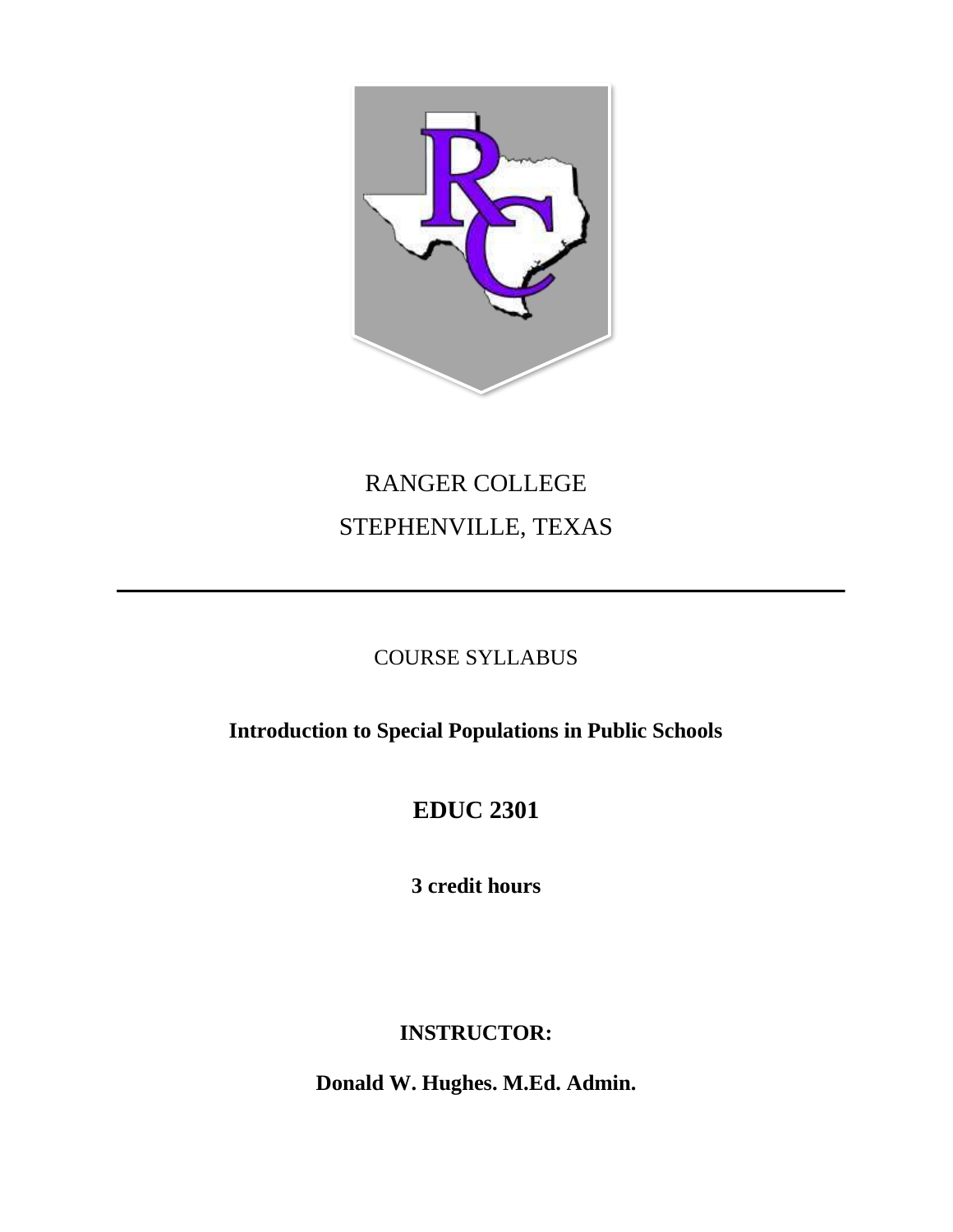RANGER COLLEGE

STEPHENVILLE, TEXAS

---

COURSE SYLLABUS

**Introduction to Special Populations in Public Schools**

**EDUC 2301**

**3 credit hours**

**INSTRUCTOR:**

**Donald W. Hughes. M.Ed. Admin.**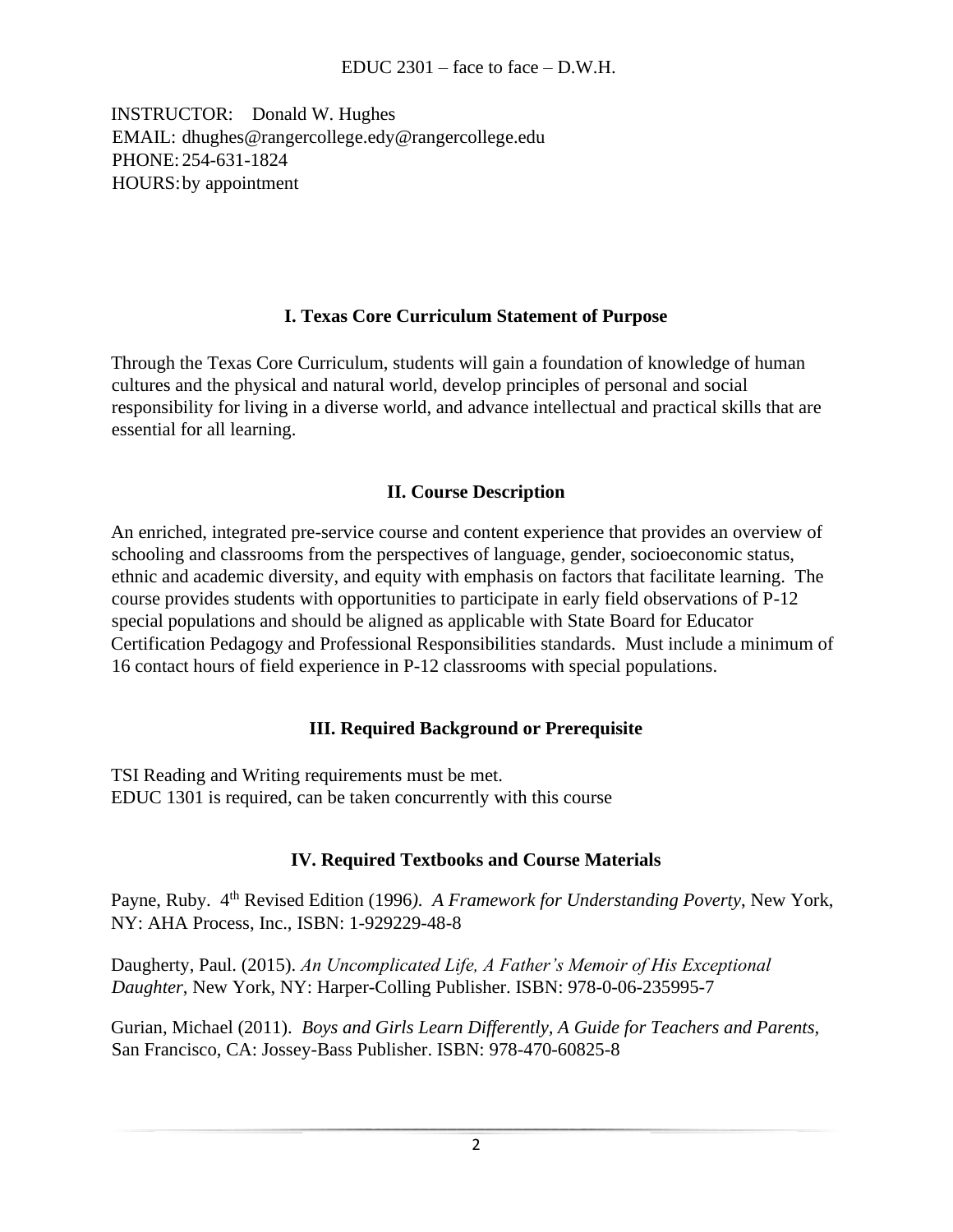EDUC 2301 – face to face – D.W.H.

INSTRUCTOR: Donald W. Hughes
EMAIL: dhughes@rangercollege.edy@rangercollege.edu
PHONE: 254-631-1824
HOURS: by appointment

## I. Texas Core Curriculum Statement of Purpose

Through the Texas Core Curriculum, students will gain a foundation of knowledge of human cultures and the physical and natural world, develop principles of personal and social responsibility for living in a diverse world, and advance intellectual and practical skills that are essential for all learning.

## II. Course Description

An enriched, integrated pre-service course and content experience that provides an overview of schooling and classrooms from the perspectives of language, gender, socioeconomic status, ethnic and academic diversity, and equity with emphasis on factors that facilitate learning. The course provides students with opportunities to participate in early field observations of P-12 special populations and should be aligned as applicable with State Board for Educator Certification Pedagogy and Professional Responsibilities standards. Must include a minimum of 16 contact hours of field experience in P-12 classrooms with special populations.

## III. Required Background or Prerequisite

TSI Reading and Writing requirements must be met.
EDUC 1301 is required, can be taken concurrently with this course

## IV. Required Textbooks and Course Materials

Payne, Ruby. 4th Revised Edition (1996). *A Framework for Understanding Poverty*, New York, NY: AHA Process, Inc., ISBN: 1-929229-48-8

Daugherty, Paul. (2015). *An Uncomplicated Life, A Father's Memoir of His Exceptional Daughter*, New York, NY: Harper-Colling Publisher. ISBN: 978-0-06-235995-7

Gurian, Michael (2011). *Boys and Girls Learn Differently, A Guide for Teachers and Parents*, San Francisco, CA: Jossey-Bass Publisher. ISBN: 978-470-60825-8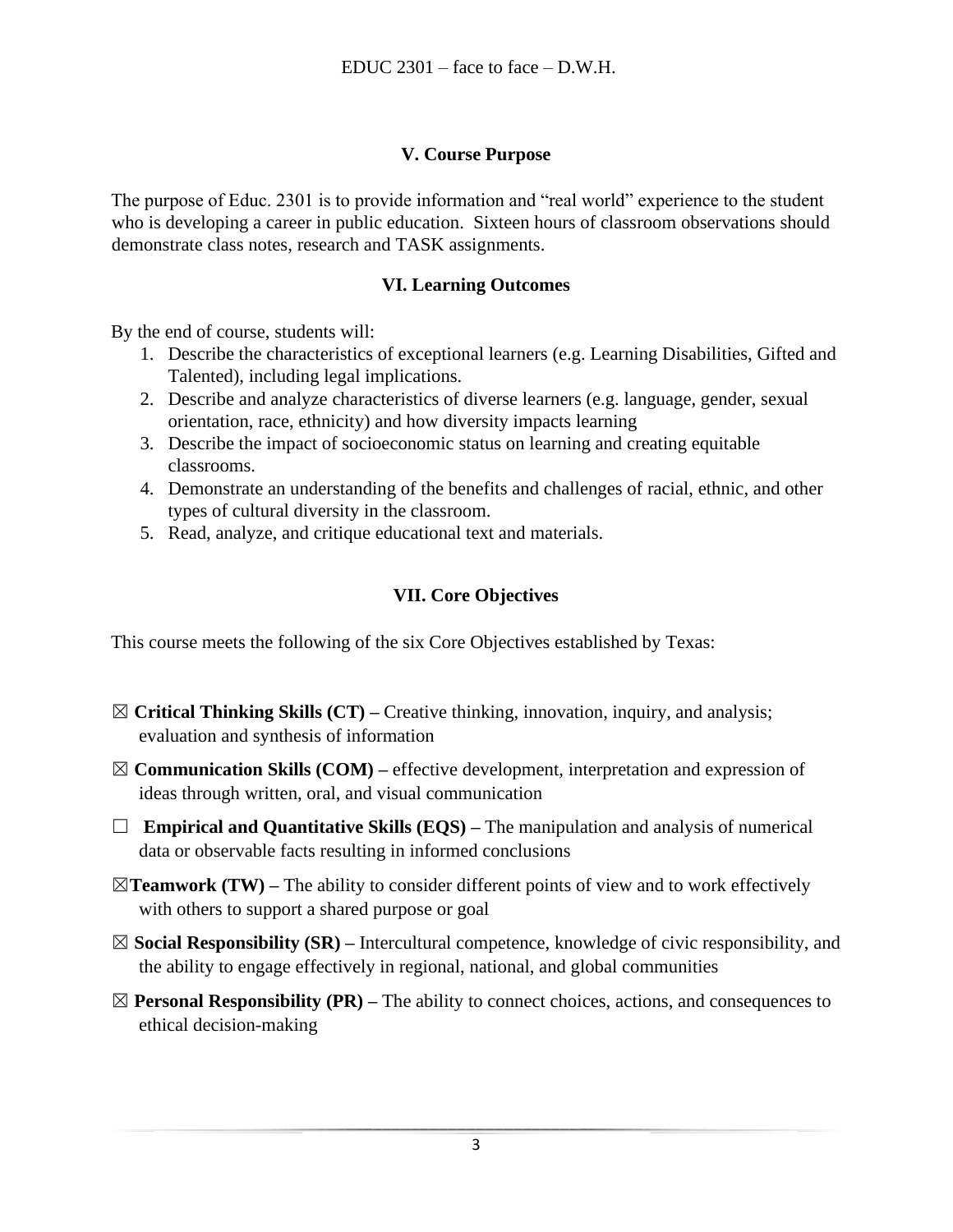### V. Course Purpose

The purpose of Educ. 2301 is to provide information and "real world" experience to the student who is developing a career in public education. Sixteen hours of classroom observations should demonstrate class notes, research and TASK assignments.

### VI. Learning Outcomes

By the end of course, students will:

1. Describe the characteristics of exceptional learners (e.g. Learning Disabilities, Gifted and Talented), including legal implications.
2. Describe and analyze characteristics of diverse learners (e.g. language, gender, sexual orientation, race, ethnicity) and how diversity impacts learning
3. Describe the impact of socioeconomic status on learning and creating equitable classrooms.
4. Demonstrate an understanding of the benefits and challenges of racial, ethnic, and other types of cultural diversity in the classroom.
5. Read, analyze, and critique educational text and materials.

### VII. Core Objectives

This course meets the following of the six Core Objectives established by Texas:

☒ **Critical Thinking Skills (CT) –** Creative thinking, innovation, inquiry, and analysis; evaluation and synthesis of information

☒ **Communication Skills (COM) –** effective development, interpretation and expression of ideas through written, oral, and visual communication

☐ **Empirical and Quantitative Skills (EQS) –** The manipulation and analysis of numerical data or observable facts resulting in informed conclusions

☒ **Teamwork (TW) –** The ability to consider different points of view and to work effectively with others to support a shared purpose or goal

☒ **Social Responsibility (SR) –** Intercultural competence, knowledge of civic responsibility, and the ability to engage effectively in regional, national, and global communities

☒ **Personal Responsibility (PR) –** The ability to connect choices, actions, and consequences to ethical decision-making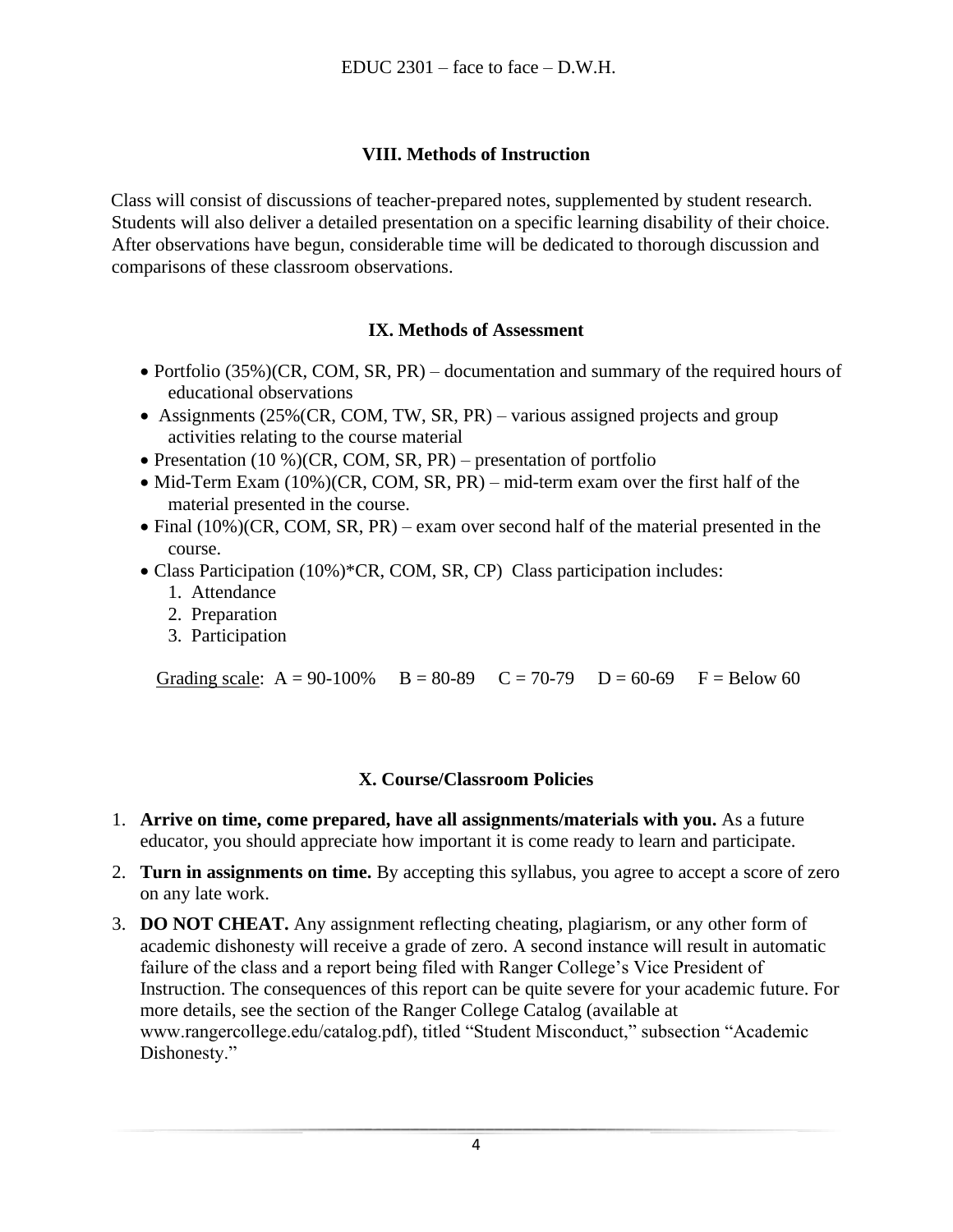## VIII. Methods of Instruction

Class will consist of discussions of teacher-prepared notes, supplemented by student research. Students will also deliver a detailed presentation on a specific learning disability of their choice. After observations have begun, considerable time will be dedicated to thorough discussion and comparisons of these classroom observations.

## IX. Methods of Assessment

- Portfolio (35%)(CR, COM, SR, PR) – documentation and summary of the required hours of educational observations
- Assignments (25%(CR, COM, TW, SR, PR) – various assigned projects and group activities relating to the course material
- Presentation (10 %)(CR, COM, SR, PR) – presentation of portfolio
- Mid-Term Exam (10%)(CR, COM, SR, PR) – mid-term exam over the first half of the material presented in the course.
- Final (10%)(CR, COM, SR, PR) – exam over second half of the material presented in the course.
- Class Participation (10%)*CR, COM, SR, CP) Class participation includes:
  1. Attendance
  2. Preparation
  3. Participation

Grading scale: A = 90-100% B = 80-89 C = 70-79 D = 60-69 F = Below 60

## X. Course/Classroom Policies

1. **Arrive on time, come prepared, have all assignments/materials with you.** As a future educator, you should appreciate how important it is come ready to learn and participate.
2. **Turn in assignments on time.** By accepting this syllabus, you agree to accept a score of zero on any late work.
3. **DO NOT CHEAT.** Any assignment reflecting cheating, plagiarism, or any other form of academic dishonesty will receive a grade of zero. A second instance will result in automatic failure of the class and a report being filed with Ranger College's Vice President of Instruction. The consequences of this report can be quite severe for your academic future. For more details, see the section of the Ranger College Catalog (available at www.rangercollege.edu/catalog.pdf), titled "Student Misconduct," subsection "Academic Dishonesty."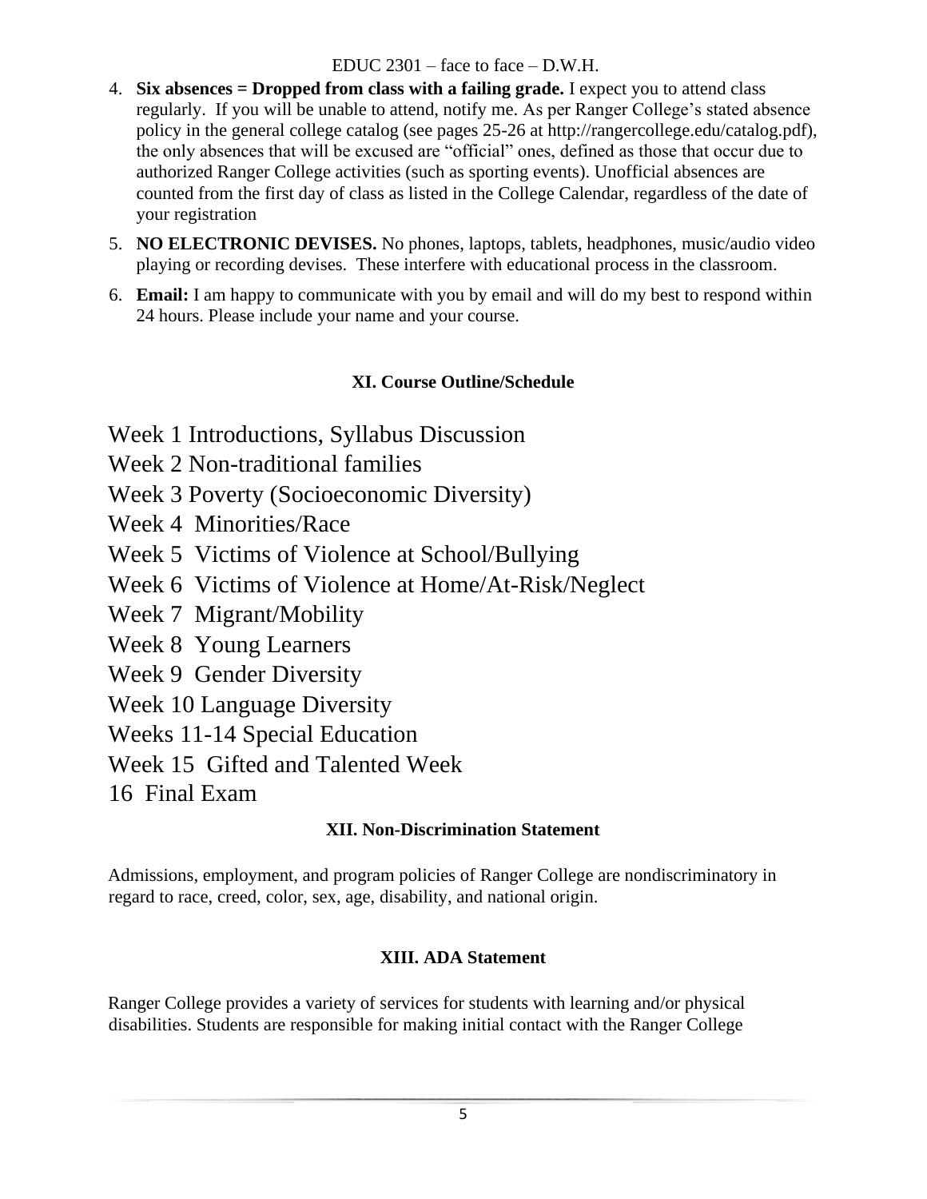4. **Six absences = Dropped from class with a failing grade.** I expect you to attend class regularly. If you will be unable to attend, notify me. As per Ranger College's stated absence policy in the general college catalog (see pages 25-26 at http://rangercollege.edu/catalog.pdf), the only absences that will be excused are "official" ones, defined as those that occur due to authorized Ranger College activities (such as sporting events). Unofficial absences are counted from the first day of class as listed in the College Calendar, regardless of the date of your registration
5. **NO ELECTRONIC DEVISES.** No phones, laptops, tablets, headphones, music/audio video playing or recording devises. These interfere with educational process in the classroom.
6. **Email:** I am happy to communicate with you by email and will do my best to respond within 24 hours. Please include your name and your course.

## XI. Course Outline/Schedule

Week 1 Introductions, Syllabus Discussion

Week 2 Non-traditional families

Week 3 Poverty (Socioeconomic Diversity)

Week 4 Minorities/Race

Week 5 Victims of Violence at School/Bullying

Week 6 Victims of Violence at Home/At-Risk/Neglect

Week 7 Migrant/Mobility

Week 8 Young Learners

Week 9 Gender Diversity

Week 10 Language Diversity

Weeks 11-14 Special Education

Week 15 Gifted and Talented Week

16 Final Exam

## XII. Non-Discrimination Statement

Admissions, employment, and program policies of Ranger College are nondiscriminatory in regard to race, creed, color, sex, age, disability, and national origin.

## XIII. ADA Statement

Ranger College provides a variety of services for students with learning and/or physical disabilities. Students are responsible for making initial contact with the Ranger College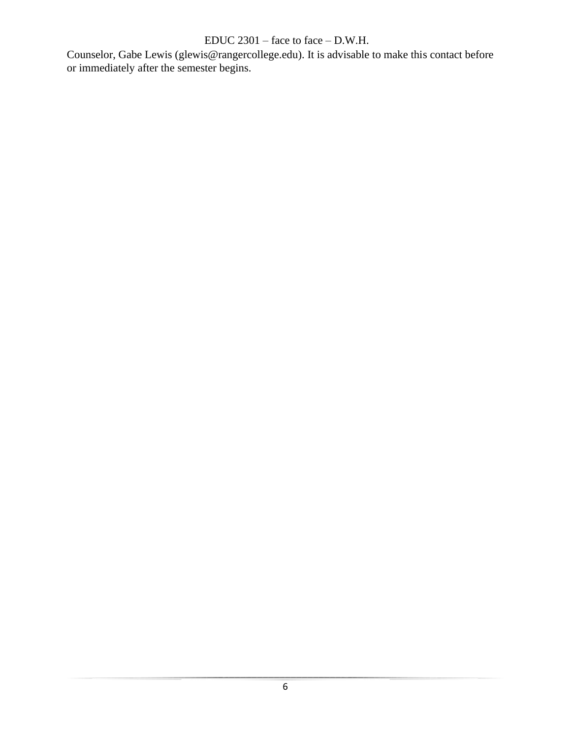Counselor, Gabe Lewis (glewis@rangercollege.edu). It is advisable to make this contact before or immediately after the semester begins.